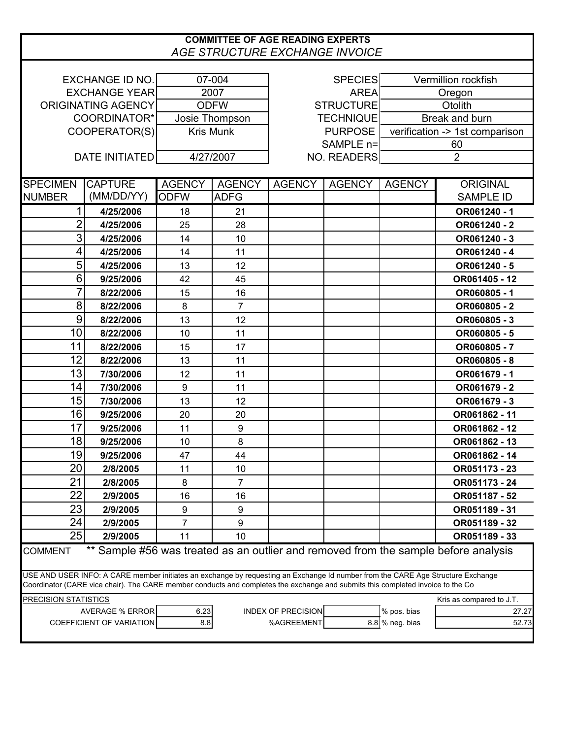# COMMITTEE OF AGE READING EXPERTS

## *AGE STRUCTURE EXCHANGE INVOICE*

| | | | |
|---|---|---|---|
| EXCHANGE ID NO. | 07-004 | SPECIES | Vermillion rockfish |
| EXCHANGE YEAR | 2007 | AREA | Oregon |
| ORIGINATING AGENCY | ODFW | STRUCTURE | Otolith |
| COORDINATOR* | Josie Thompson | TECHNIQUE | Break and burn |
| COOPERATOR(S) | Kris Munk | PURPOSE | verification -> 1st comparison |
| | | SAMPLE n= | 60 |
| DATE INITIATED | 4/27/2007 | NO. READERS | 2 |

| SPECIMEN NUMBER | CAPTURE (MM/DD/YY) | AGENCY ODFW | AGENCY ADFG | AGENCY | AGENCY | AGENCY | ORIGINAL SAMPLE ID |
|---|---|---|---|---|---|---|---|
| 1 | **4/25/2006** | 18 | 21 | | | | **OR061240 - 1** |
| 2 | **4/25/2006** | 25 | 28 | | | | **OR061240 - 2** |
| 3 | **4/25/2006** | 14 | 10 | | | | **OR061240 - 3** |
| 4 | **4/25/2006** | 14 | 11 | | | | **OR061240 - 4** |
| 5 | **4/25/2006** | 13 | 12 | | | | **OR061240 - 5** |
| 6 | **9/25/2006** | 42 | 45 | | | | **OR061405 - 12** |
| 7 | **8/22/2006** | 15 | 16 | | | | **OR060805 - 1** |
| 8 | **8/22/2006** | 8 | 7 | | | | **OR060805 - 2** |
| 9 | **8/22/2006** | 13 | 12 | | | | **OR060805 - 3** |
| 10 | **8/22/2006** | 10 | 11 | | | | **OR060805 - 5** |
| 11 | **8/22/2006** | 15 | 17 | | | | **OR060805 - 7** |
| 12 | **8/22/2006** | 13 | 11 | | | | **OR060805 - 8** |
| 13 | **7/30/2006** | 12 | 11 | | | | **OR061679 - 1** |
| 14 | **7/30/2006** | 9 | 11 | | | | **OR061679 - 2** |
| 15 | **7/30/2006** | 13 | 12 | | | | **OR061679 - 3** |
| 16 | **9/25/2006** | 20 | 20 | | | | **OR061862 - 11** |
| 17 | **9/25/2006** | 11 | 9 | | | | **OR061862 - 12** |
| 18 | **9/25/2006** | 10 | 8 | | | | **OR061862 - 13** |
| 19 | **9/25/2006** | 47 | 44 | | | | **OR061862 - 14** |
| 20 | **2/8/2005** | 11 | 10 | | | | **OR051173 - 23** |
| 21 | **2/8/2005** | 8 | 7 | | | | **OR051173 - 24** |
| 22 | **2/9/2005** | 16 | 16 | | | | **OR051187 - 52** |
| 23 | **2/9/2005** | 9 | 9 | | | | **OR051189 - 31** |
| 24 | **2/9/2005** | 7 | 9 | | | | **OR051189 - 32** |
| 25 | **2/9/2005** | 11 | 10 | | | | **OR051189 - 33** |

COMMENT ** Sample #56 was treated as an outlier and removed from the sample before analysis

USE AND USER INFO: A CARE member initiates an exchange by requesting an Exchange Id number from the CARE Age Structure Exchange Coordinator (CARE vice chair). The CARE member conducts and completes the exchange and submits this completed invoice to the Co

PRECISION STATISTICS

| | | | | | Kris as compared to J.T. |
|---|---|---|---|---|---|
| AVERAGE % ERROR | 6.23 | INDEX OF PRECISION | | % pos. bias | 27.27 |
| COEFFICIENT OF VARIATION | 8.8 | %AGREEMENT | 8.8 | % neg. bias | 52.73 |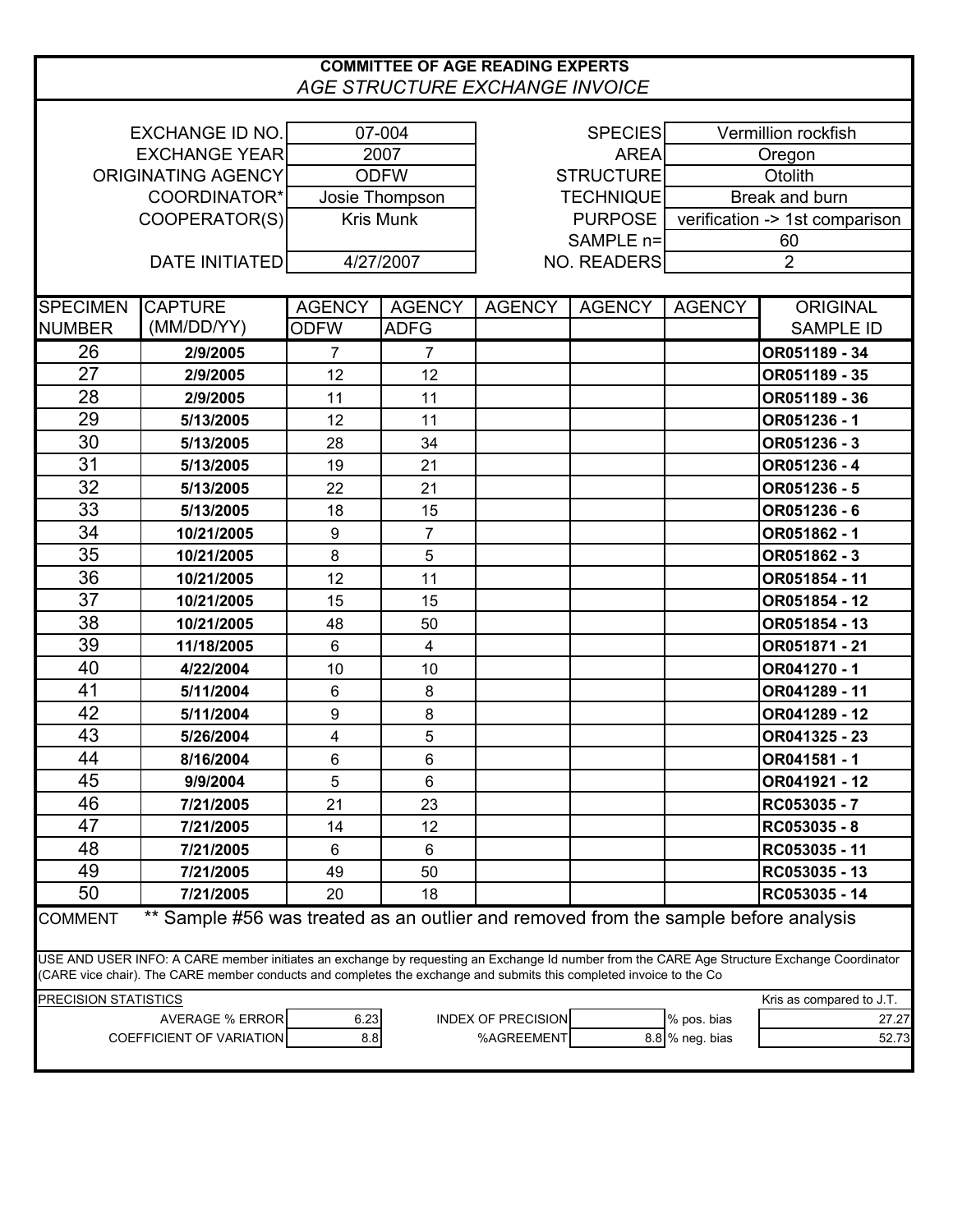# COMMITTEE OF AGE READING EXPERTS

## *AGE STRUCTURE EXCHANGE INVOICE*

| | | | |
|---|---|---|---|
| EXCHANGE ID NO. | 07-004 | SPECIES | Vermillion rockfish |
| EXCHANGE YEAR | 2007 | AREA | Oregon |
| ORIGINATING AGENCY | ODFW | STRUCTURE | Otolith |
| COORDINATOR* | Josie Thompson | TECHNIQUE | Break and burn |
| COOPERATOR(S) | Kris Munk | PURPOSE | verification -> 1st comparison |
| | | SAMPLE n= | 60 |
| DATE INITIATED | 4/27/2007 | NO. READERS | 2 |

| SPECIMEN NUMBER | CAPTURE (MM/DD/YY) | AGENCY ODFW | AGENCY ADFG | AGENCY | AGENCY | AGENCY | ORIGINAL SAMPLE ID |
|---|---|---|---|---|---|---|---|
| 26 | **2/9/2005** | 7 | 7 | | | | **OR051189 - 34** |
| 27 | **2/9/2005** | 12 | 12 | | | | **OR051189 - 35** |
| 28 | **2/9/2005** | 11 | 11 | | | | **OR051189 - 36** |
| 29 | **5/13/2005** | 12 | 11 | | | | **OR051236 - 1** |
| 30 | **5/13/2005** | 28 | 34 | | | | **OR051236 - 3** |
| 31 | **5/13/2005** | 19 | 21 | | | | **OR051236 - 4** |
| 32 | **5/13/2005** | 22 | 21 | | | | **OR051236 - 5** |
| 33 | **5/13/2005** | 18 | 15 | | | | **OR051236 - 6** |
| 34 | **10/21/2005** | 9 | 7 | | | | **OR051862 - 1** |
| 35 | **10/21/2005** | 8 | 5 | | | | **OR051862 - 3** |
| 36 | **10/21/2005** | 12 | 11 | | | | **OR051854 - 11** |
| 37 | **10/21/2005** | 15 | 15 | | | | **OR051854 - 12** |
| 38 | **10/21/2005** | 48 | 50 | | | | **OR051854 - 13** |
| 39 | **11/18/2005** | 6 | 4 | | | | **OR051871 - 21** |
| 40 | **4/22/2004** | 10 | 10 | | | | **OR041270 - 1** |
| 41 | **5/11/2004** | 6 | 8 | | | | **OR041289 - 11** |
| 42 | **5/11/2004** | 9 | 8 | | | | **OR041289 - 12** |
| 43 | **5/26/2004** | 4 | 5 | | | | **OR041325 - 23** |
| 44 | **8/16/2004** | 6 | 6 | | | | **OR041581 - 1** |
| 45 | **9/9/2004** | 5 | 6 | | | | **OR041921 - 12** |
| 46 | **7/21/2005** | 21 | 23 | | | | **RC053035 - 7** |
| 47 | **7/21/2005** | 14 | 12 | | | | **RC053035 - 8** |
| 48 | **7/21/2005** | 6 | 6 | | | | **RC053035 - 11** |
| 49 | **7/21/2005** | 49 | 50 | | | | **RC053035 - 13** |
| 50 | **7/21/2005** | 20 | 18 | | | | **RC053035 - 14** |

COMMENT ** Sample #56 was treated as an outlier and removed from the sample before analysis

USE AND USER INFO: A CARE member initiates an exchange by requesting an Exchange Id number from the CARE Age Structure Exchange Coordinator (CARE vice chair). The CARE member conducts and completes the exchange and submits this completed invoice to the Co

PRECISION STATISTICS

Kris as compared to J.T.

| | | | | | |
|---|---|---|---|---|---|
| AVERAGE % ERROR | 6.23 | INDEX OF PRECISION | | % pos. bias | 27.27 |
| COEFFICIENT OF VARIATION | 8.8 | %AGREEMENT | 8.8 | % neg. bias | 52.73 |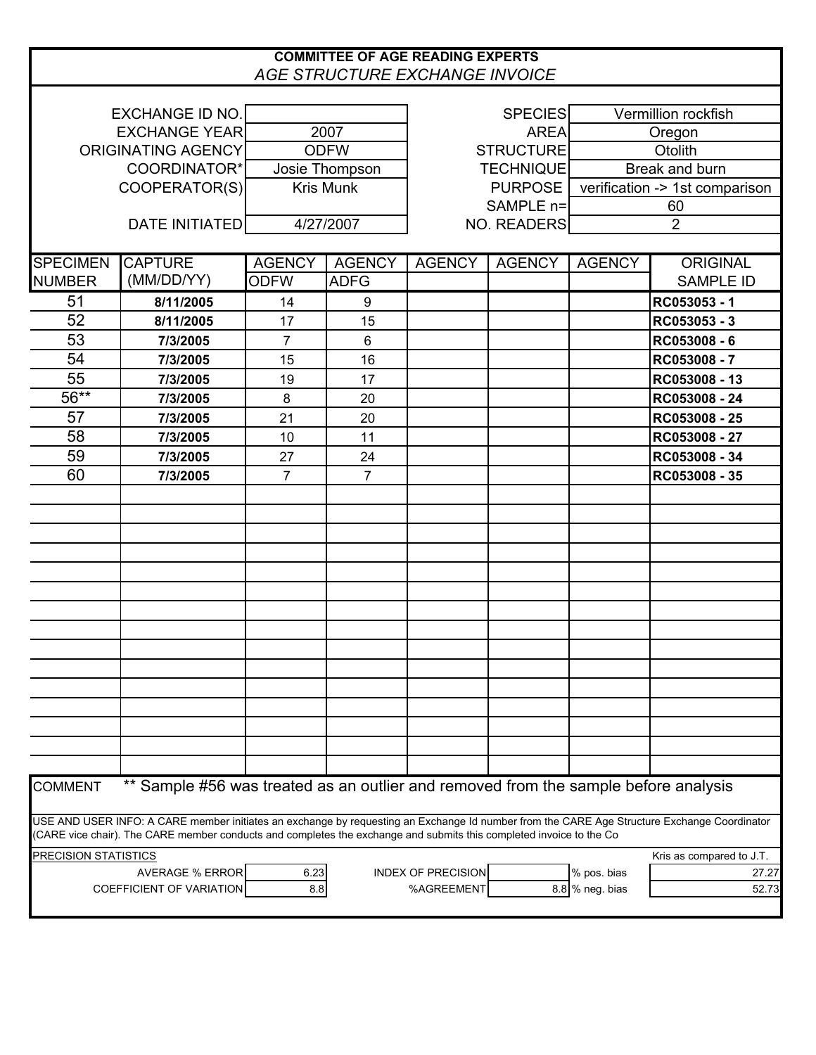# COMMITTEE OF AGE READING EXPERTS

*AGE STRUCTURE EXCHANGE INVOICE*

| | | | |
|---|---|---|---|
| EXCHANGE ID NO. | | SPECIES | Vermillion rockfish |
| EXCHANGE YEAR | 2007 | AREA | Oregon |
| ORIGINATING AGENCY | ODFW | STRUCTURE | Otolith |
| COORDINATOR* | Josie Thompson | TECHNIQUE | Break and burn |
| COOPERATOR(S) | Kris Munk | PURPOSE | verification -> 1st comparison |
| | | SAMPLE n= | 60 |
| DATE INITIATED | 4/27/2007 | NO. READERS | 2 |

| SPECIMEN NUMBER | CAPTURE (MM/DD/YY) | AGENCY ODFW | AGENCY ADFG | AGENCY | AGENCY | AGENCY | ORIGINAL SAMPLE ID |
|---|---|---|---|---|---|---|---|
| 51 | 8/11/2005 | 14 | 9 | | | | RC053053 - 1 |
| 52 | 8/11/2005 | 17 | 15 | | | | RC053053 - 3 |
| 53 | 7/3/2005 | 7 | 6 | | | | RC053008 - 6 |
| 54 | 7/3/2005 | 15 | 16 | | | | RC053008 - 7 |
| 55 | 7/3/2005 | 19 | 17 | | | | RC053008 - 13 |
| 56** | 7/3/2005 | 8 | 20 | | | | RC053008 - 24 |
| 57 | 7/3/2005 | 21 | 20 | | | | RC053008 - 25 |
| 58 | 7/3/2005 | 10 | 11 | | | | RC053008 - 27 |
| 59 | 7/3/2005 | 27 | 24 | | | | RC053008 - 34 |
| 60 | 7/3/2005 | 7 | 7 | | | | RC053008 - 35 |

COMMENT ** Sample #56 was treated as an outlier and removed from the sample before analysis

USE AND USER INFO: A CARE member initiates an exchange by requesting an Exchange Id number from the CARE Age Structure Exchange Coordinator (CARE vice chair). The CARE member conducts and completes the exchange and submits this completed invoice to the Co

PRECISION STATISTICS

| | | | | | Kris as compared to J.T. |
|---|---|---|---|---|---|
| AVERAGE % ERROR | 6.23 | INDEX OF PRECISION | | % pos. bias | 27.27 |
| COEFFICIENT OF VARIATION | 8.8 | %AGREEMENT | 8.8 | % neg. bias | 52.73 |